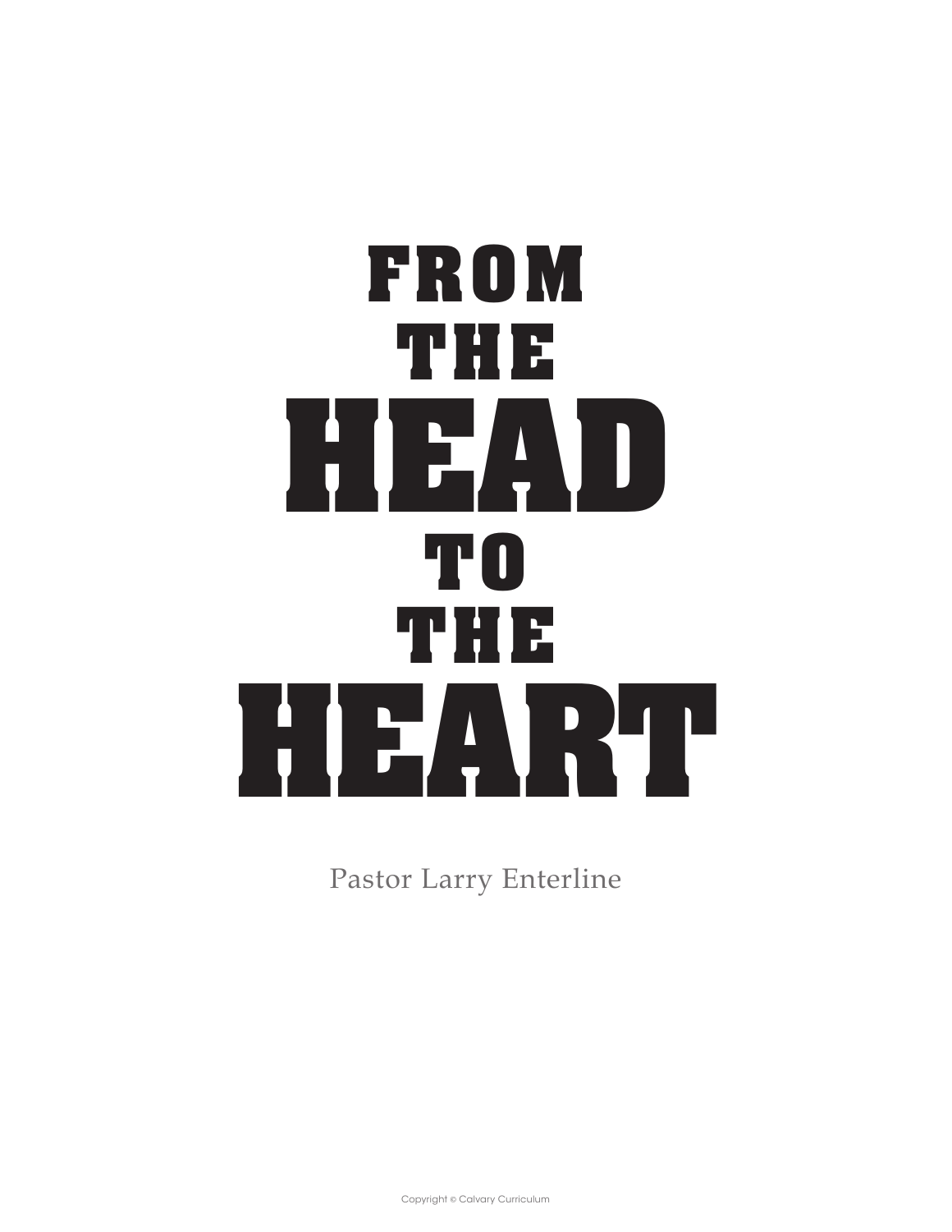# FROM THE HEAD TO THE HEART

Pastor Larry Enterline

Copyright © Calvary Curriculum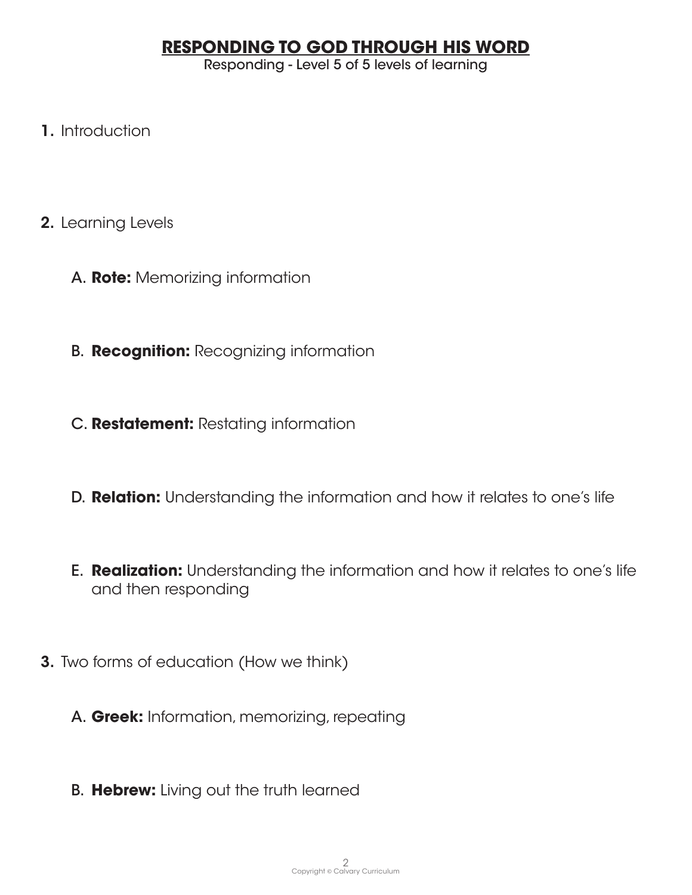# RESPONDING TO GOD THROUGH HIS WORD

Responding - Level 5 of 5 levels of learning

1. Introduction

2. Learning Levels

   A. **Rote:** Memorizing information

   B. **Recognition:** Recognizing information

   C. **Restatement:** Restating information

   D. **Relation:** Understanding the information and how it relates to one's life

   E. **Realization:** Understanding the information and how it relates to one's life and then responding

3. Two forms of education (How we think)

   A. **Greek:** Information, memorizing, repeating

   B. **Hebrew:** Living out the truth learned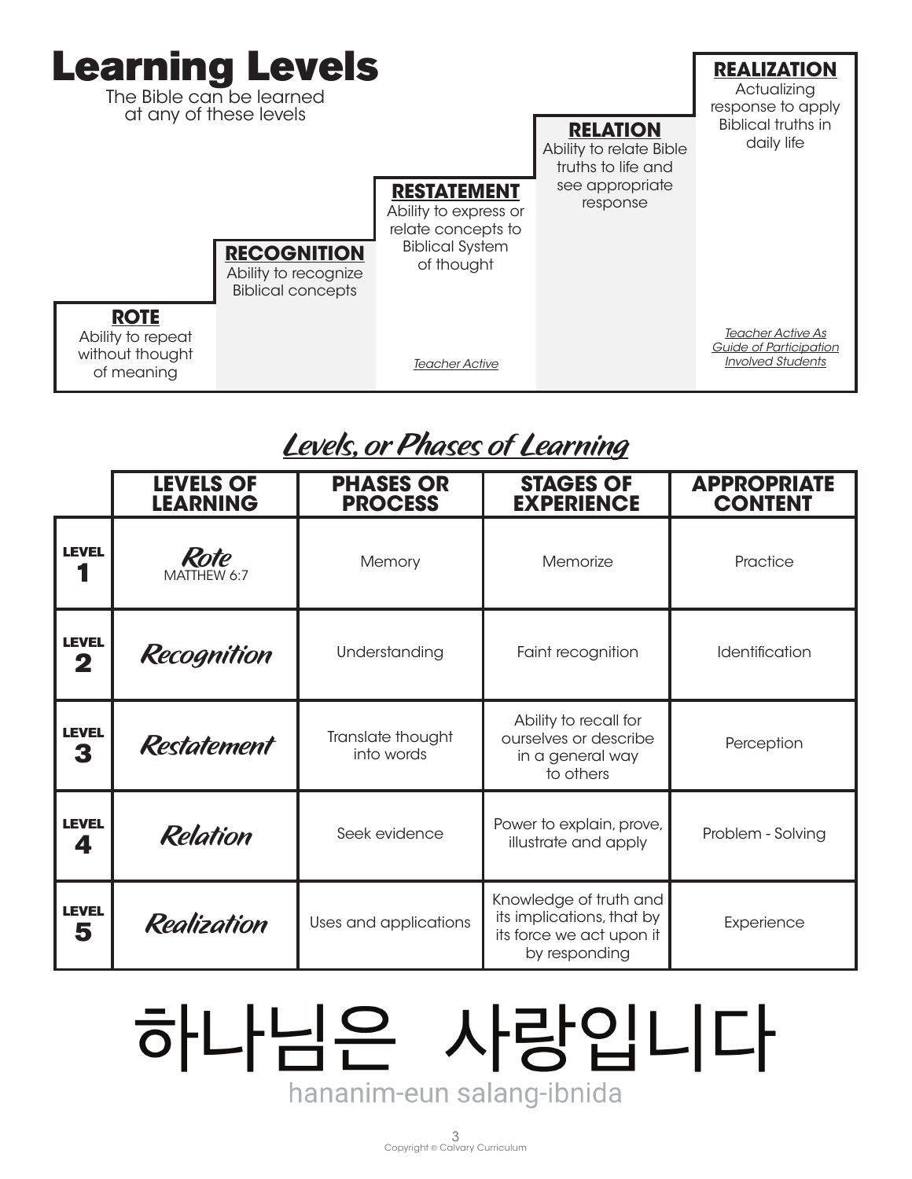# Learning Levels

The Bible can be learned at any of these levels

**ROTE**
Ability to repeat without thought of meaning

**RECOGNITION**
Ability to recognize Biblical concepts

**RESTATEMENT**
Ability to express or relate concepts to Biblical System of thought

*Teacher Active*

**RELATION**
Ability to relate Bible truths to life and see appropriate response

**REALIZATION**
Actualizing response to apply Biblical truths in daily life

*Teacher Active As Guide of Participation Involved Students*

## *Levels, or Phases of Learning*

| | LEVELS OF LEARNING | PHASES OR PROCESS | STAGES OF EXPERIENCE | APPROPRIATE CONTENT |
|---|---|---|---|---|
| **LEVEL 1** | *Rote* MATTHEW 6:7 | Memory | Memorize | Practice |
| **LEVEL 2** | *Recognition* | Understanding | Faint recognition | Identification |
| **LEVEL 3** | *Restatement* | Translate thought into words | Ability to recall for ourselves or describe in a general way to others | Perception |
| **LEVEL 4** | *Relation* | Seek evidence | Power to explain, prove, illustrate and apply | Problem - Solving |
| **LEVEL 5** | *Realization* | Uses and applications | Knowledge of truth and its implications, that by its force we act upon it by responding | Experience |

하나님은 사랑입니다

hananim-eun salang-ibnida

Copyright © Calvary Curriculum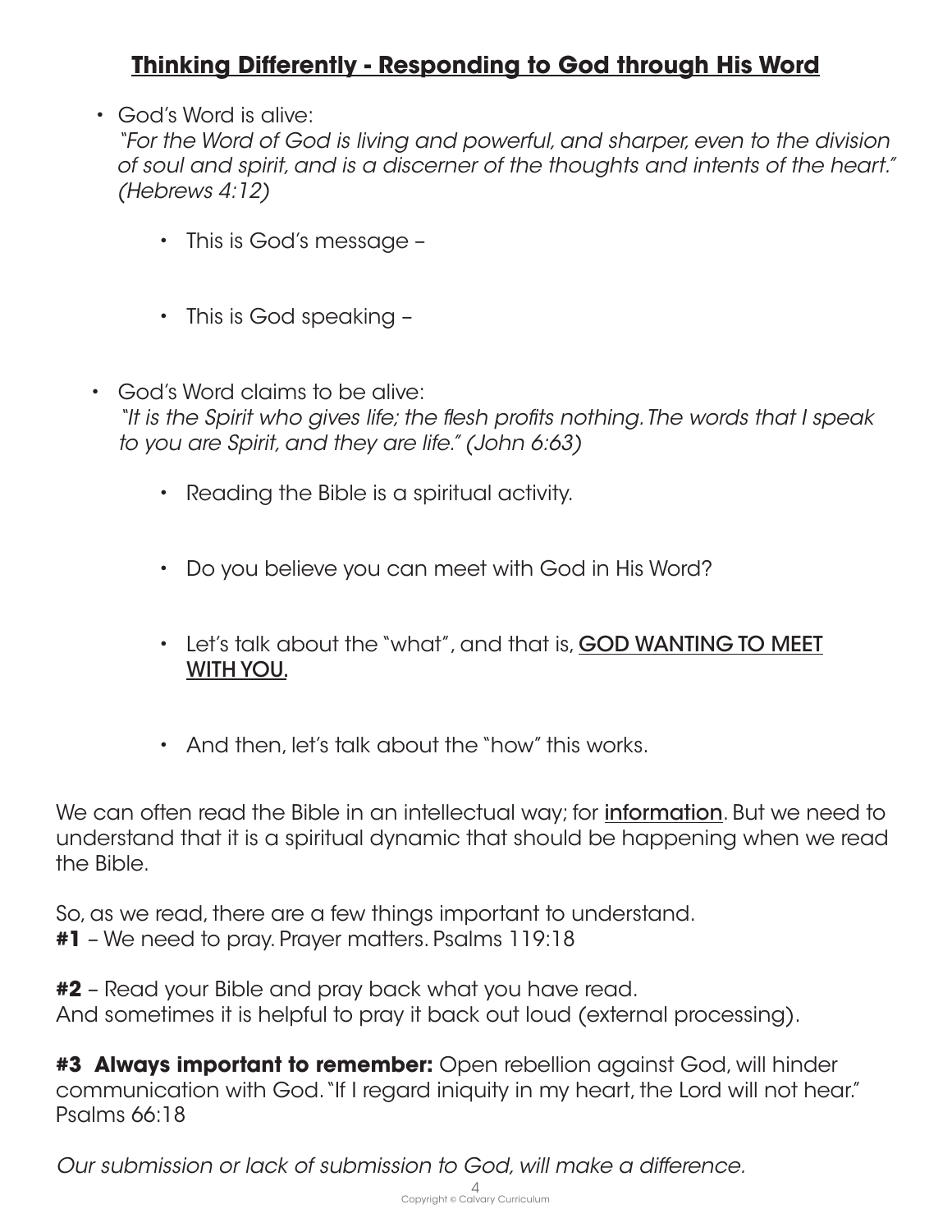## <u>Thinking Differently - Responding to God through His Word</u>

- God's Word is alive:
  *"For the Word of God is living and powerful, and sharper, even to the division of soul and spirit, and is a discerner of the thoughts and intents of the heart." (Hebrews 4:12)*
    - This is God's message –
    - This is God speaking –
- God's Word claims to be alive:
  *"It is the Spirit who gives life; the flesh profits nothing. The words that I speak to you are Spirit, and they are life." (John 6:63)*
    - Reading the Bible is a spiritual activity.
    - Do you believe you can meet with God in His Word?
    - Let's talk about the "what", and that is, <u>GOD WANTING TO MEET WITH YOU.</u>
    - And then, let's talk about the "how" this works.

We can often read the Bible in an intellectual way; for <u>information</u>. But we need to understand that it is a spiritual dynamic that should be happening when we read the Bible.

So, as we read, there are a few things important to understand.
**#1** – We need to pray. Prayer matters. Psalms 119:18

**#2** – Read your Bible and pray back what you have read.
And sometimes it is helpful to pray it back out loud (external processing).

**#3 Always important to remember:** Open rebellion against God, will hinder communication with God. "If I regard iniquity in my heart, the Lord will not hear." Psalms 66:18

*Our submission or lack of submission to God, will make a difference.*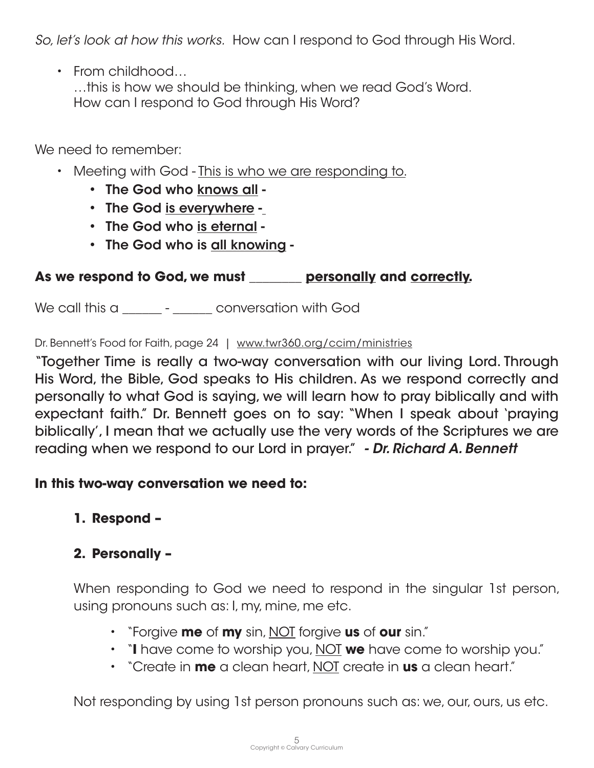*So, let's look at how this works.* How can I respond to God through His Word.

- From childhood…
  …this is how we should be thinking, when we read God's Word.
  How can I respond to God through His Word?

We need to remember:

- Meeting with God - <u>This is who we are responding to</u>.
  - **The God who <u>knows all</u> -**
  - **The God <u>is everywhere</u> -**
  - **The God who <u>is eternal</u> -**
  - **The God who is <u>all knowing</u> -**

**As we respond to God, we must ________ <u>personally</u> and <u>correctly</u>.**

We call this a ______ - ______ conversation with God

Dr. Bennett's Food for Faith, page 24 | www.twr360.org/ccim/ministries

"Together Time is really a two-way conversation with our living Lord. Through His Word, the Bible, God speaks to His children. As we respond correctly and personally to what God is saying, we will learn how to pray biblically and with expectant faith." Dr. Bennett goes on to say: "When I speak about 'praying biblically', I mean that we actually use the very words of the Scriptures we are reading when we respond to our Lord in prayer." ***- Dr. Richard A. Bennett***

**In this two-way conversation we need to:**

1. **Respond –**

2. **Personally –**

   When responding to God we need to respond in the singular 1st person, using pronouns such as: I, my, mine, me etc.

   - "Forgive **me** of **my** sin, <u>NOT</u> forgive **us** of **our** sin."
   - "**I** have come to worship you, <u>NOT</u> **we** have come to worship you."
   - "Create in **me** a clean heart, <u>NOT</u> create in **us** a clean heart."

   Not responding by using 1st person pronouns such as: we, our, ours, us etc.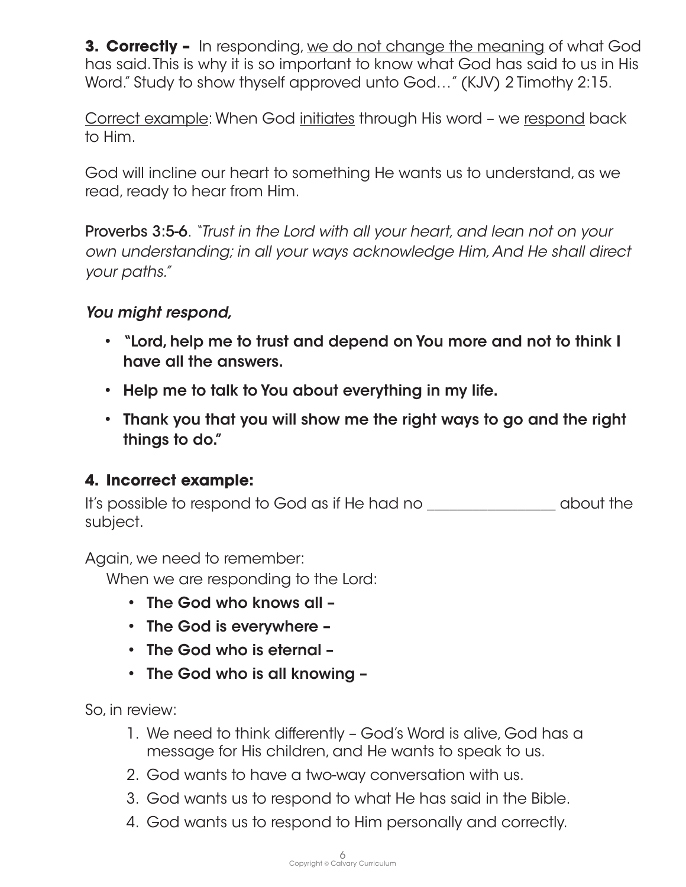**3. Correctly –** In responding, <u>we do not change the meaning</u> of what God has said. This is why it is so important to know what God has said to us in His Word." Study to show thyself approved unto God…" (KJV) 2 Timothy 2:15.

<u>Correct example</u>: When God <u>initiates</u> through His word – we <u>respond</u> back to Him.

God will incline our heart to something He wants us to understand, as we read, ready to hear from Him.

Proverbs 3:5-6. *"Trust in the Lord with all your heart, and lean not on your own understanding; in all your ways acknowledge Him, And He shall direct your paths."*

***You might respond,***

- **"Lord, help me to trust and depend on You more and not to think I have all the answers.**
- **Help me to talk to You about everything in my life.**
- **Thank you that you will show me the right ways to go and the right things to do."**

### 4. Incorrect example:

It's possible to respond to God as if He had no ________________ about the subject.

Again, we need to remember:

When we are responding to the Lord:

- **The God who knows all –**
- **The God is everywhere –**
- **The God who is eternal –**
- **The God who is all knowing –**

So, in review:

1. We need to think differently – God's Word is alive, God has a message for His children, and He wants to speak to us.
2. God wants to have a two-way conversation with us.
3. God wants us to respond to what He has said in the Bible.
4. God wants us to respond to Him personally and correctly.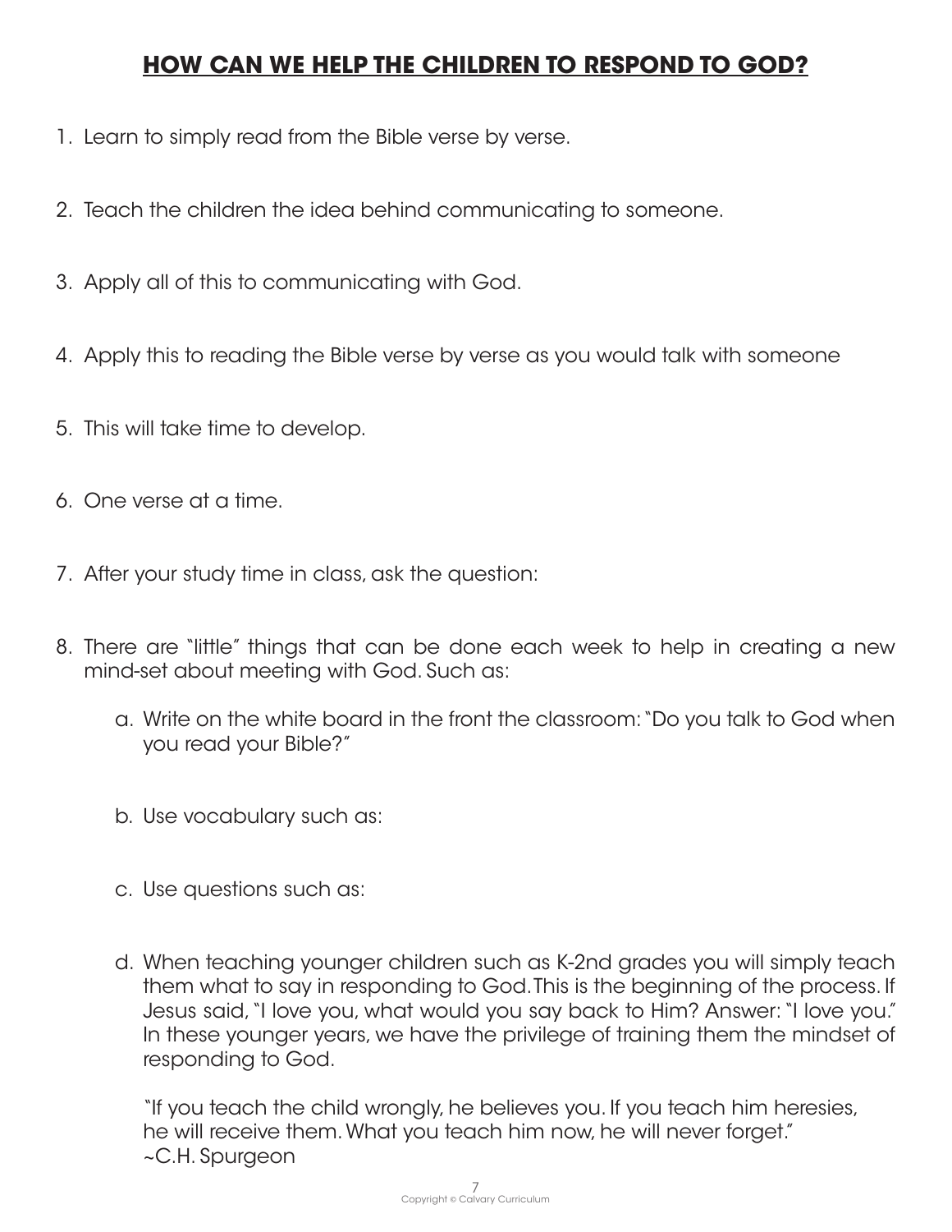## **HOW CAN WE HELP THE CHILDREN TO RESPOND TO GOD?**

1. Learn to simply read from the Bible verse by verse.

2. Teach the children the idea behind communicating to someone.

3. Apply all of this to communicating with God.

4. Apply this to reading the Bible verse by verse as you would talk with someone

5. This will take time to develop.

6. One verse at a time.

7. After your study time in class, ask the question:

8. There are "little" things that can be done each week to help in creating a new mind-set about meeting with God. Such as:

    a. Write on the white board in the front the classroom: "Do you talk to God when you read your Bible?"

    b. Use vocabulary such as:

    c. Use questions such as:

    d. When teaching younger children such as K-2nd grades you will simply teach them what to say in responding to God. This is the beginning of the process. If Jesus said, "I love you, what would you say back to Him? Answer: "I love you." In these younger years, we have the privilege of training them the mindset of responding to God.

    "If you teach the child wrongly, he believes you. If you teach him heresies, he will receive them. What you teach him now, he will never forget."
    ~C.H. Spurgeon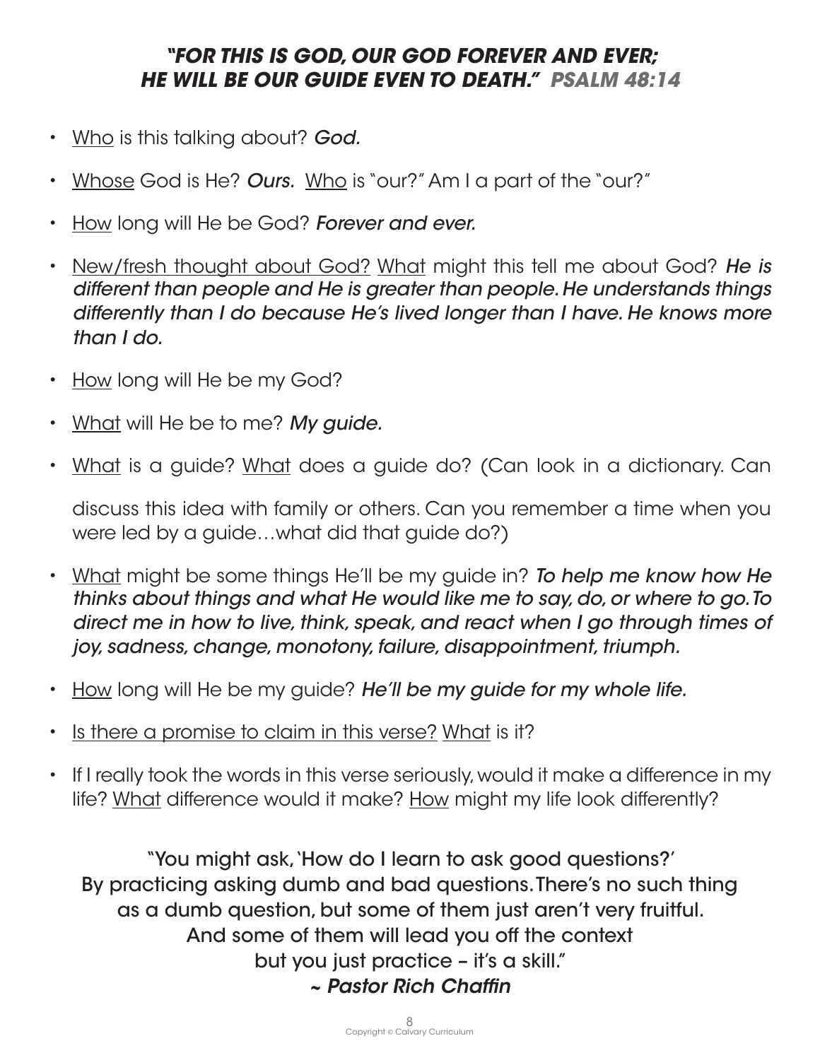***"FOR THIS IS GOD, OUR GOD FOREVER AND EVER; HE WILL BE OUR GUIDE EVEN TO DEATH." PSALM 48:14***

- <u>Who</u> is this talking about? *God.*
- <u>Whose</u> God is He? ***Ours.*** <u>Who</u> is "our?" Am I a part of the "our?"
- <u>How</u> long will He be God? *Forever and ever.*
- <u>New/fresh thought about God?</u> <u>What</u> might this tell me about God? *He is different than people and He is greater than people. He understands things differently than I do because He's lived longer than I have. He knows more than I do.*
- <u>How</u> long will He be my God?
- <u>What</u> will He be to me? *My guide.*
- <u>What</u> is a guide? <u>What</u> does a guide do? (Can look in a dictionary. Can

  discuss this idea with family or others. Can you remember a time when you were led by a guide…what did that guide do?)
- <u>What</u> might be some things He'll be my guide in? *To help me know how He thinks about things and what He would like me to say, do, or where to go. To direct me in how to live, think, speak, and react when I go through times of joy, sadness, change, monotony, failure, disappointment, triumph.*
- <u>How</u> long will He be my guide? *He'll be my guide for my whole life.*
- <u>Is there a promise to claim in this verse?</u> <u>What</u> is it?
- If I really took the words in this verse seriously, would it make a difference in my life? <u>What</u> difference would it make? <u>How</u> might my life look differently?

"You might ask, 'How do I learn to ask good questions?' By practicing asking dumb and bad questions. There's no such thing as a dumb question, but some of them just aren't very fruitful. And some of them will lead you off the context but you just practice – it's a skill."
*~ Pastor Rich Chaffin*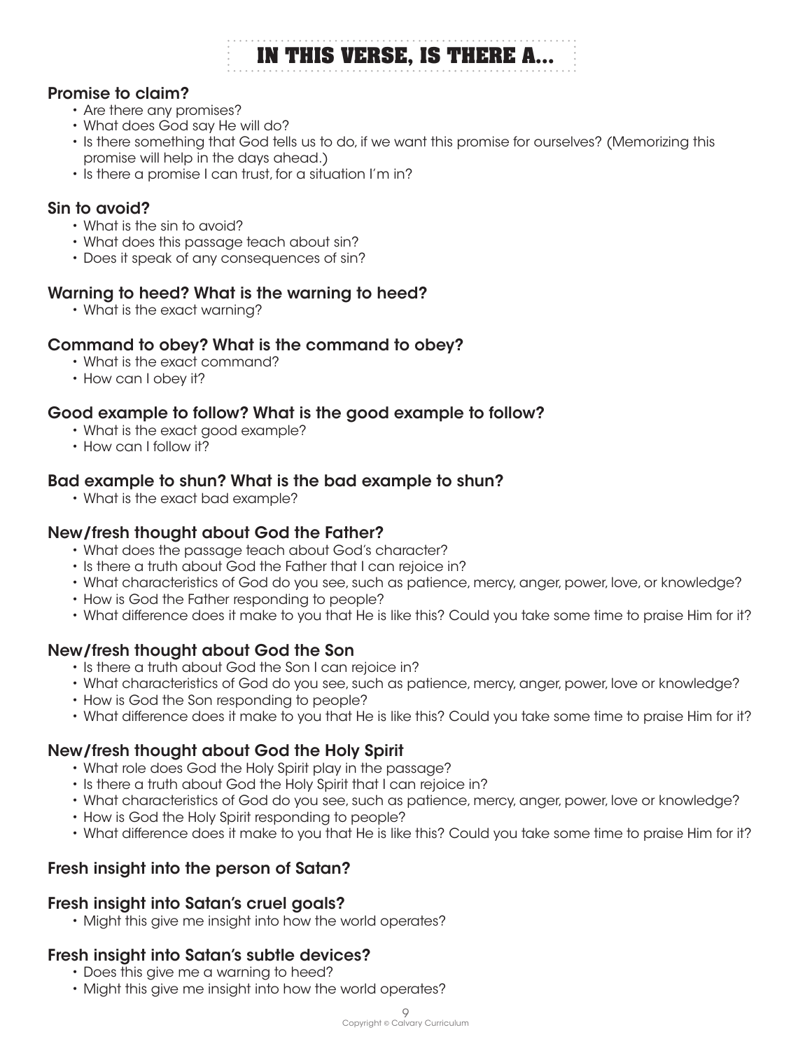# IN THIS VERSE, IS THERE A...

### Promise to claim?

- Are there any promises?
- What does God say He will do?
- Is there something that God tells us to do, if we want this promise for ourselves? (Memorizing this promise will help in the days ahead.)
- Is there a promise I can trust, for a situation I'm in?

### Sin to avoid?

- What is the sin to avoid?
- What does this passage teach about sin?
- Does it speak of any consequences of sin?

### Warning to heed? What is the warning to heed?

- What is the exact warning?

### Command to obey? What is the command to obey?

- What is the exact command?
- How can I obey it?

### Good example to follow? What is the good example to follow?

- What is the exact good example?
- How can I follow it?

### Bad example to shun? What is the bad example to shun?

- What is the exact bad example?

### New/fresh thought about God the Father?

- What does the passage teach about God's character?
- Is there a truth about God the Father that I can rejoice in?
- What characteristics of God do you see, such as patience, mercy, anger, power, love, or knowledge?
- How is God the Father responding to people?
- What difference does it make to you that He is like this? Could you take some time to praise Him for it?

### New/fresh thought about God the Son

- Is there a truth about God the Son I can rejoice in?
- What characteristics of God do you see, such as patience, mercy, anger, power, love or knowledge?
- How is God the Son responding to people?
- What difference does it make to you that He is like this? Could you take some time to praise Him for it?

### New/fresh thought about God the Holy Spirit

- What role does God the Holy Spirit play in the passage?
- Is there a truth about God the Holy Spirit that I can rejoice in?
- What characteristics of God do you see, such as patience, mercy, anger, power, love or knowledge?
- How is God the Holy Spirit responding to people?
- What difference does it make to you that He is like this? Could you take some time to praise Him for it?

### Fresh insight into the person of Satan?

### Fresh insight into Satan's cruel goals?

- Might this give me insight into how the world operates?

### Fresh insight into Satan's subtle devices?

- Does this give me a warning to heed?
- Might this give me insight into how the world operates?

Copyright © Calvary Curriculum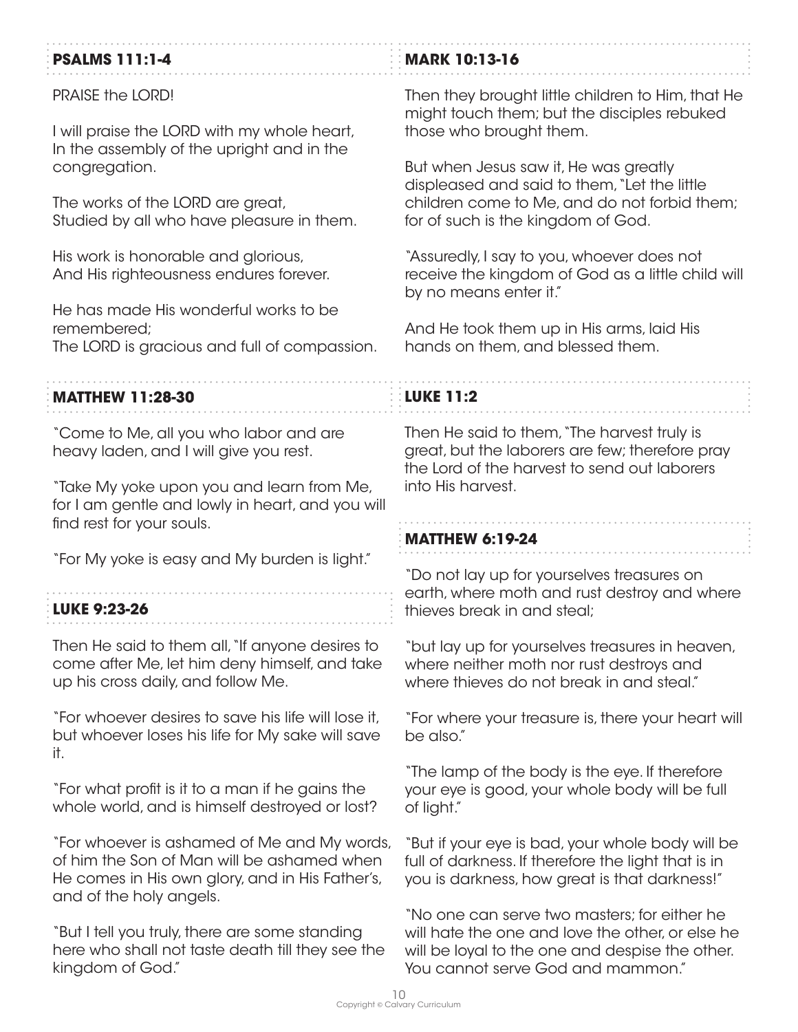## PSALMS 111:1-4

PRAISE the LORD!

I will praise the LORD with my whole heart,
In the assembly of the upright and in the congregation.

The works of the LORD are great,
Studied by all who have pleasure in them.

His work is honorable and glorious,
And His righteousness endures forever.

He has made His wonderful works to be remembered;
The LORD is gracious and full of compassion.

## MARK 10:13-16

Then they brought little children to Him, that He might touch them; but the disciples rebuked those who brought them.

But when Jesus saw it, He was greatly displeased and said to them, "Let the little children come to Me, and do not forbid them; for of such is the kingdom of God.

"Assuredly, I say to you, whoever does not receive the kingdom of God as a little child will by no means enter it."

And He took them up in His arms, laid His hands on them, and blessed them.

## MATTHEW 11:28-30

"Come to Me, all you who labor and are heavy laden, and I will give you rest.

"Take My yoke upon you and learn from Me, for I am gentle and lowly in heart, and you will find rest for your souls.

"For My yoke is easy and My burden is light."

## LUKE 9:23-26

Then He said to them all, "If anyone desires to come after Me, let him deny himself, and take up his cross daily, and follow Me.

"For whoever desires to save his life will lose it, but whoever loses his life for My sake will save it.

"For what profit is it to a man if he gains the whole world, and is himself destroyed or lost?

"For whoever is ashamed of Me and My words, of him the Son of Man will be ashamed when He comes in His own glory, and in His Father's, and of the holy angels.

"But I tell you truly, there are some standing here who shall not taste death till they see the kingdom of God."

## LUKE 11:2

Then He said to them, "The harvest truly is great, but the laborers are few; therefore pray the Lord of the harvest to send out laborers into His harvest.

## MATTHEW 6:19-24

"Do not lay up for yourselves treasures on earth, where moth and rust destroy and where thieves break in and steal;

"but lay up for yourselves treasures in heaven, where neither moth nor rust destroys and where thieves do not break in and steal."

"For where your treasure is, there your heart will be also."

"The lamp of the body is the eye. If therefore your eye is good, your whole body will be full of light."

"But if your eye is bad, your whole body will be full of darkness. If therefore the light that is in you is darkness, how great is that darkness!"

"No one can serve two masters; for either he will hate the one and love the other, or else he will be loyal to the one and despise the other. You cannot serve God and mammon."

Copyright © Calvary Curriculum